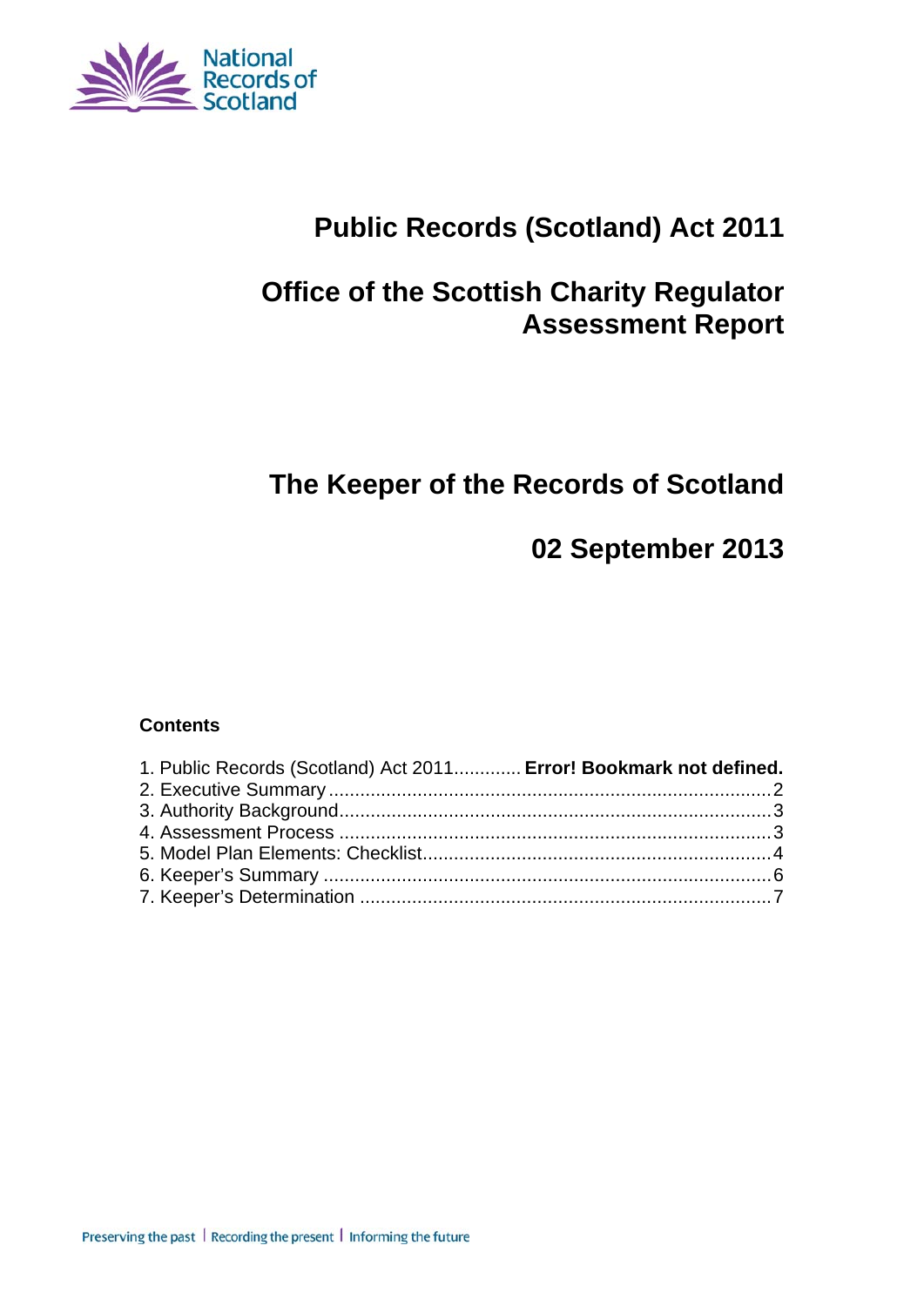National Records of Scotland

# Public Records (Scotland) Act 2011

# Office of the Scottish Charity Regulator Assessment Report

## The Keeper of the Records of Scotland

## 02 September 2013

**Contents**

1. Public Records (Scotland) Act 2011............ **Error! Bookmark not defined.**
2. Executive Summary ....................................................................................2
3. Authority Background..................................................................................3
4. Assessment Process ..................................................................................3
5. Model Plan Elements: Checklist.................................................................4
6. Keeper's Summary .....................................................................................6
7. Keeper's Determination ..............................................................................7

Preserving the past | Recording the present | Informing the future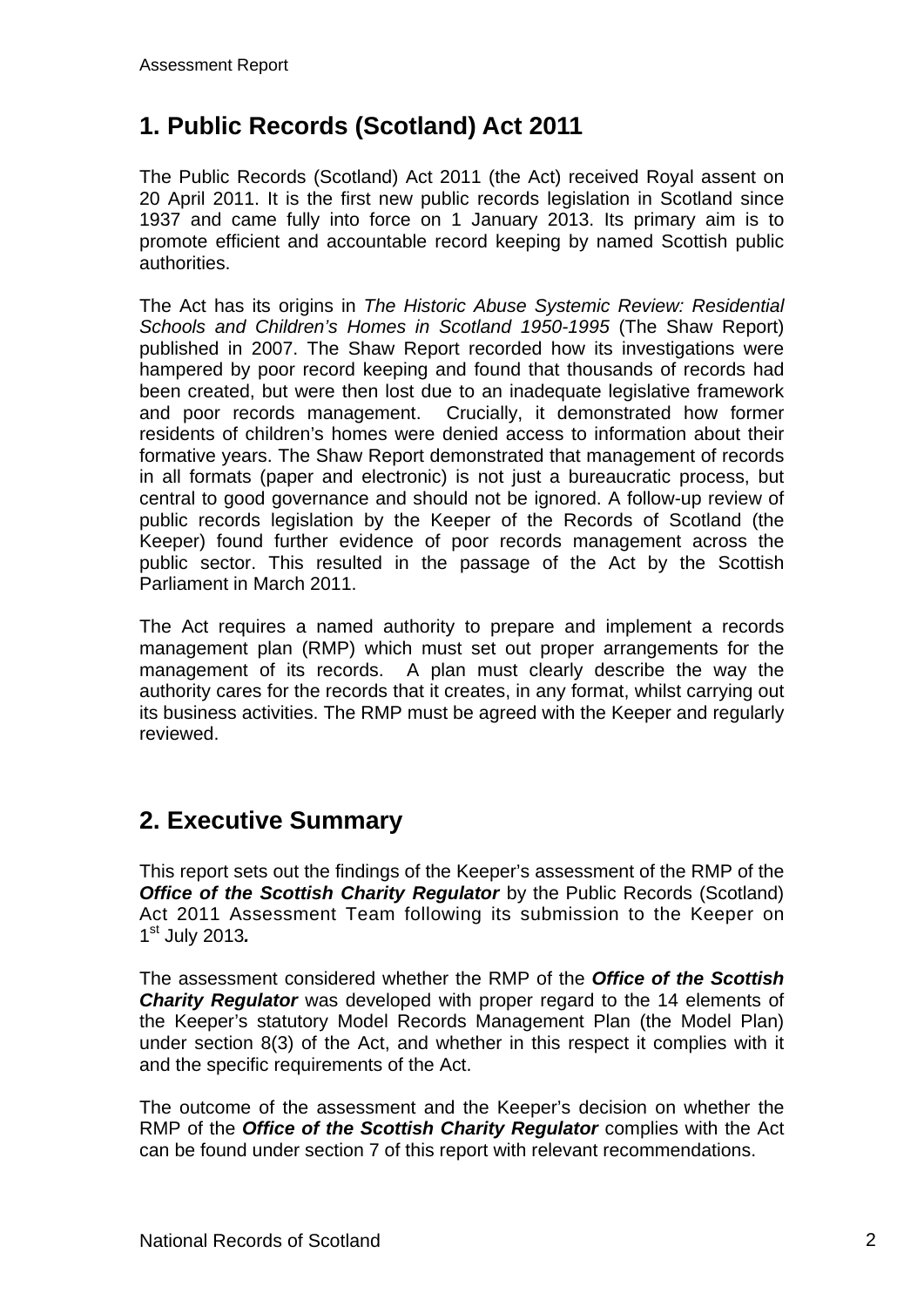## 1. Public Records (Scotland) Act 2011

The Public Records (Scotland) Act 2011 (the Act) received Royal assent on 20 April 2011. It is the first new public records legislation in Scotland since 1937 and came fully into force on 1 January 2013. Its primary aim is to promote efficient and accountable record keeping by named Scottish public authorities.

The Act has its origins in *The Historic Abuse Systemic Review: Residential Schools and Children's Homes in Scotland 1950-1995* (The Shaw Report) published in 2007. The Shaw Report recorded how its investigations were hampered by poor record keeping and found that thousands of records had been created, but were then lost due to an inadequate legislative framework and poor records management. Crucially, it demonstrated how former residents of children's homes were denied access to information about their formative years. The Shaw Report demonstrated that management of records in all formats (paper and electronic) is not just a bureaucratic process, but central to good governance and should not be ignored. A follow-up review of public records legislation by the Keeper of the Records of Scotland (the Keeper) found further evidence of poor records management across the public sector. This resulted in the passage of the Act by the Scottish Parliament in March 2011.

The Act requires a named authority to prepare and implement a records management plan (RMP) which must set out proper arrangements for the management of its records. A plan must clearly describe the way the authority cares for the records that it creates, in any format, whilst carrying out its business activities. The RMP must be agreed with the Keeper and regularly reviewed.

## 2. Executive Summary

This report sets out the findings of the Keeper's assessment of the RMP of the ***Office of the Scottish Charity Regulator*** by the Public Records (Scotland) Act 2011 Assessment Team following its submission to the Keeper on 1st July 2013.

The assessment considered whether the RMP of the ***Office of the Scottish Charity Regulator*** was developed with proper regard to the 14 elements of the Keeper's statutory Model Records Management Plan (the Model Plan) under section 8(3) of the Act, and whether in this respect it complies with it and the specific requirements of the Act.

The outcome of the assessment and the Keeper's decision on whether the RMP of the ***Office of the Scottish Charity Regulator*** complies with the Act can be found under section 7 of this report with relevant recommendations.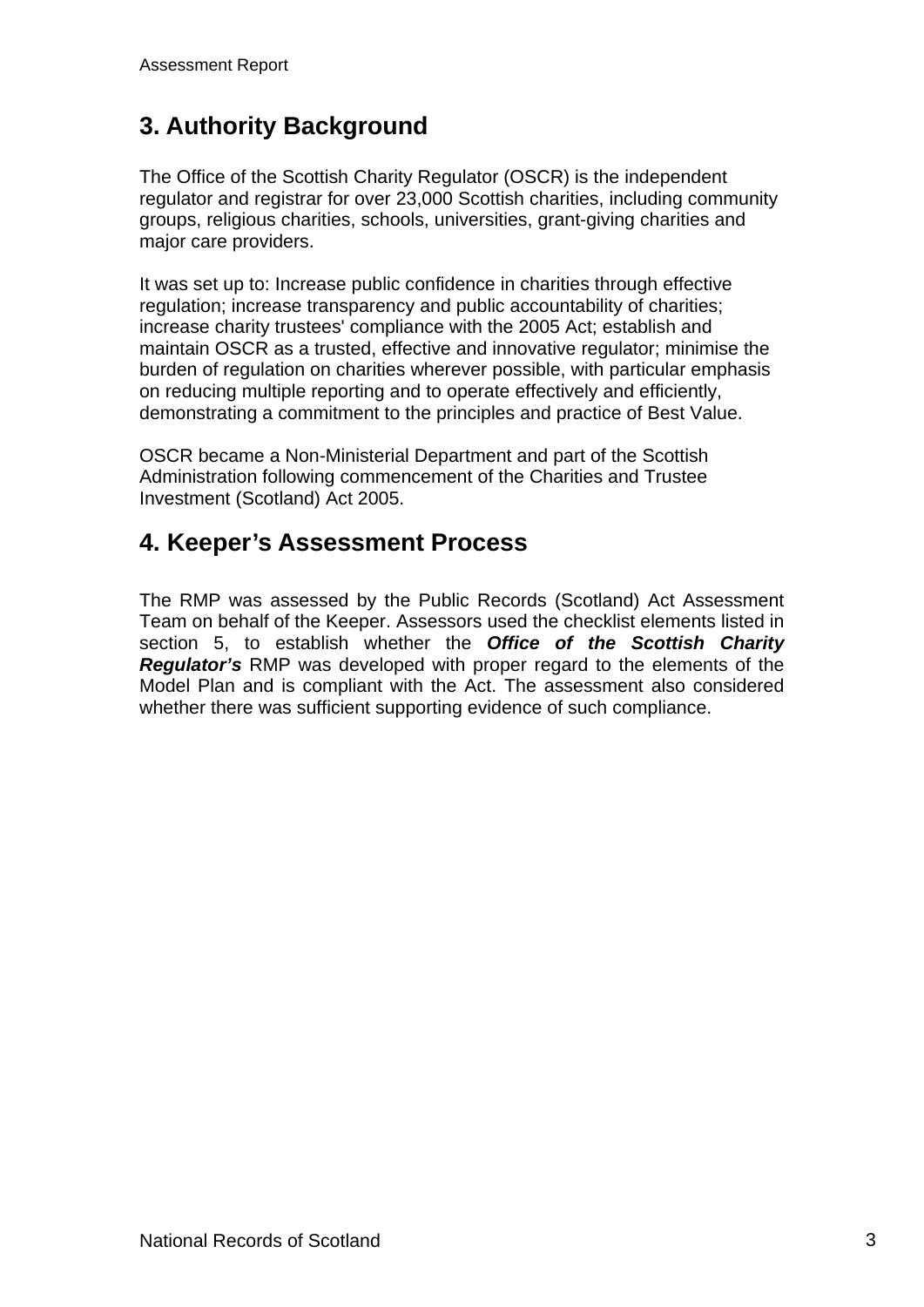## 3. Authority Background

The Office of the Scottish Charity Regulator (OSCR) is the independent regulator and registrar for over 23,000 Scottish charities, including community groups, religious charities, schools, universities, grant-giving charities and major care providers.

It was set up to: Increase public confidence in charities through effective regulation; increase transparency and public accountability of charities; increase charity trustees' compliance with the 2005 Act; establish and maintain OSCR as a trusted, effective and innovative regulator; minimise the burden of regulation on charities wherever possible, with particular emphasis on reducing multiple reporting and to operate effectively and efficiently, demonstrating a commitment to the principles and practice of Best Value.

OSCR became a Non-Ministerial Department and part of the Scottish Administration following commencement of the Charities and Trustee Investment (Scotland) Act 2005.

## 4. Keeper's Assessment Process

The RMP was assessed by the Public Records (Scotland) Act Assessment Team on behalf of the Keeper. Assessors used the checklist elements listed in section 5, to establish whether the ***Office of the Scottish Charity Regulator's*** RMP was developed with proper regard to the elements of the Model Plan and is compliant with the Act. The assessment also considered whether there was sufficient supporting evidence of such compliance.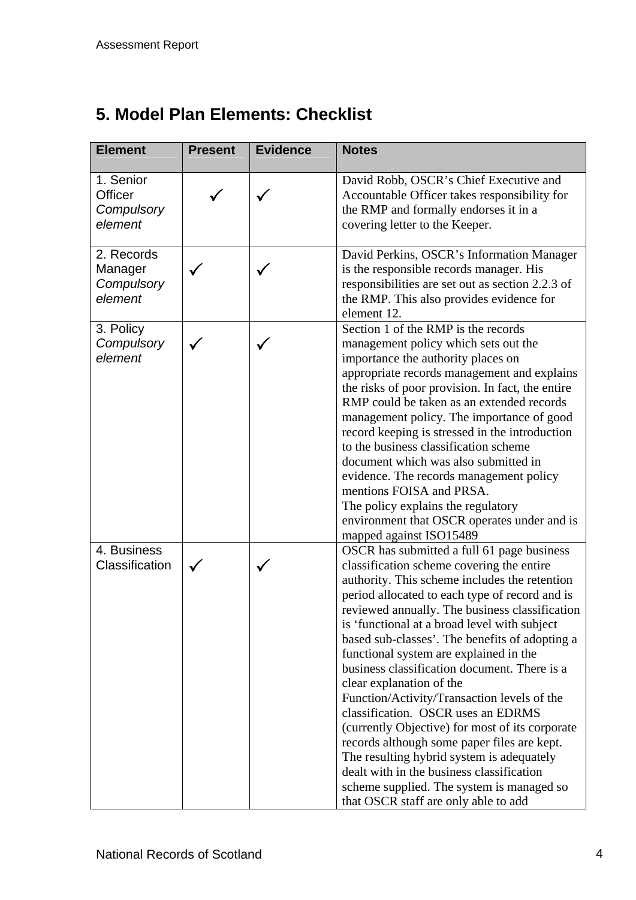## 5. Model Plan Elements: Checklist

| Element | Present | Evidence | Notes |
|---|---|---|---|
| 1. Senior Officer *Compulsory element* | ✓ | ✓ | David Robb, OSCR's Chief Executive and Accountable Officer takes responsibility for the RMP and formally endorses it in a covering letter to the Keeper. |
| 2. Records Manager *Compulsory element* | ✓ | ✓ | David Perkins, OSCR's Information Manager is the responsible records manager. His responsibilities are set out as section 2.2.3 of the RMP. This also provides evidence for element 12. |
| 3. Policy *Compulsory element* | ✓ | ✓ | Section 1 of the RMP is the records management policy which sets out the importance the authority places on appropriate records management and explains the risks of poor provision. In fact, the entire RMP could be taken as an extended records management policy. The importance of good record keeping is stressed in the introduction to the business classification scheme document which was also submitted in evidence. The records management policy mentions FOISA and PRSA. The policy explains the regulatory environment that OSCR operates under and is mapped against ISO15489 |
| 4. Business Classification | ✓ | ✓ | OSCR has submitted a full 61 page business classification scheme covering the entire authority. This scheme includes the retention period allocated to each type of record and is reviewed annually. The business classification is 'functional at a broad level with subject based sub-classes'. The benefits of adopting a functional system are explained in the business classification document. There is a clear explanation of the Function/Activity/Transaction levels of the classification. OSCR uses an EDRMS (currently Objective) for most of its corporate records although some paper files are kept. The resulting hybrid system is adequately dealt with in the business classification scheme supplied. The system is managed so that OSCR staff are only able to add |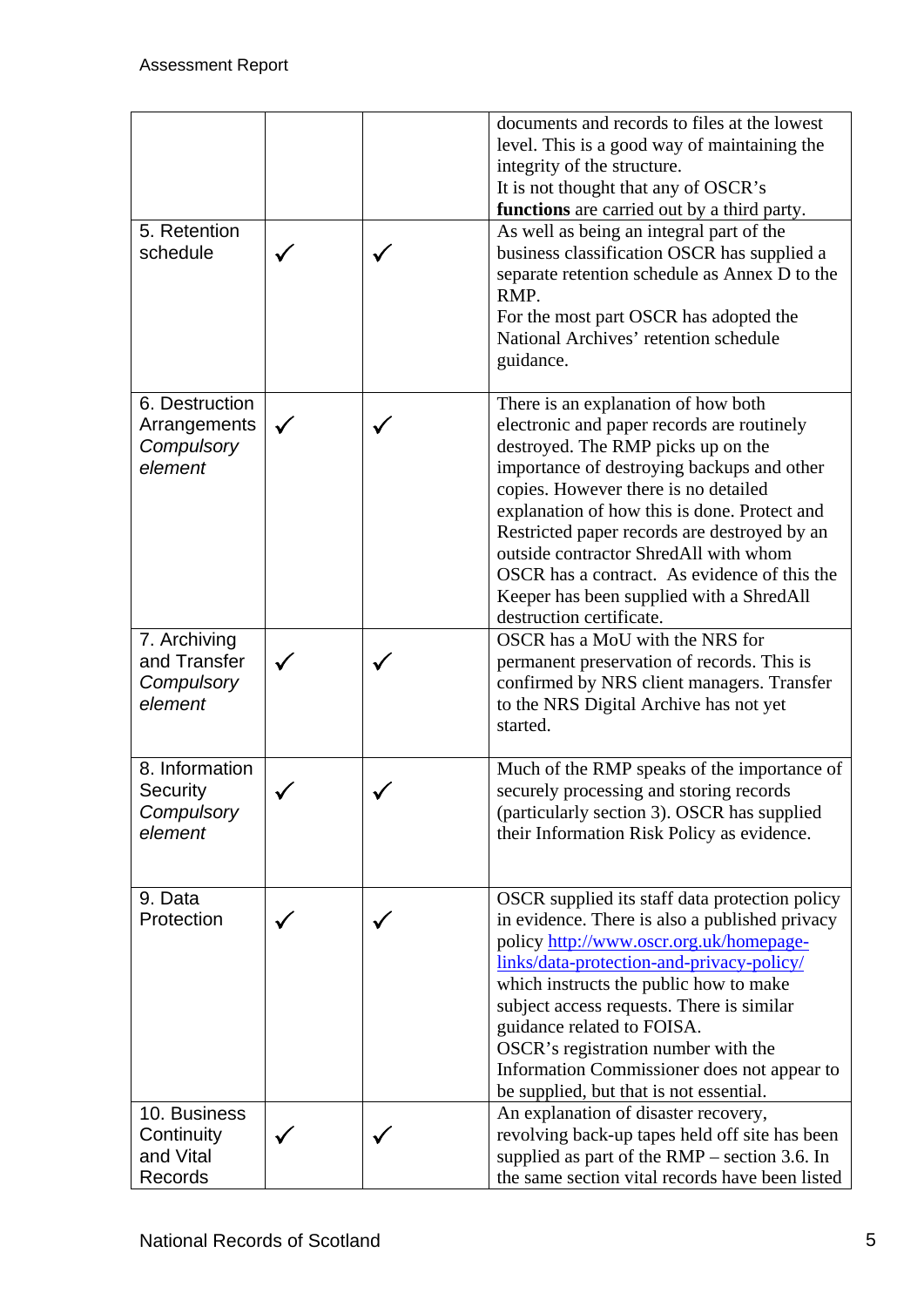| | | | |
|---|---|---|---|
| | | | documents and records to files at the lowest level. This is a good way of maintaining the integrity of the structure.<br>It is not thought that any of OSCR's **functions** are carried out by a third party. |
| 5. Retention schedule | ✓ | ✓ | As well as being an integral part of the business classification OSCR has supplied a separate retention schedule as Annex D to the RMP.<br>For the most part OSCR has adopted the National Archives' retention schedule guidance. |
| 6. Destruction Arrangements *Compulsory element* | ✓ | ✓ | There is an explanation of how both electronic and paper records are routinely destroyed. The RMP picks up on the importance of destroying backups and other copies. However there is no detailed explanation of how this is done. Protect and Restricted paper records are destroyed by an outside contractor ShredAll with whom OSCR has a contract. As evidence of this the Keeper has been supplied with a ShredAll destruction certificate. |
| 7. Archiving and Transfer *Compulsory element* | ✓ | ✓ | OSCR has a MoU with the NRS for permanent preservation of records. This is confirmed by NRS client managers. Transfer to the NRS Digital Archive has not yet started. |
| 8. Information Security *Compulsory element* | ✓ | ✓ | Much of the RMP speaks of the importance of securely processing and storing records (particularly section 3). OSCR has supplied their Information Risk Policy as evidence. |
| 9. Data Protection | ✓ | ✓ | OSCR supplied its staff data protection policy in evidence. There is also a published privacy policy http://www.oscr.org.uk/homepage-links/data-protection-and-privacy-policy/ which instructs the public how to make subject access requests. There is similar guidance related to FOISA.<br>OSCR's registration number with the Information Commissioner does not appear to be supplied, but that is not essential. |
| 10. Business Continuity and Vital Records | ✓ | ✓ | An explanation of disaster recovery, revolving back-up tapes held off site has been supplied as part of the RMP – section 3.6. In the same section vital records have been listed |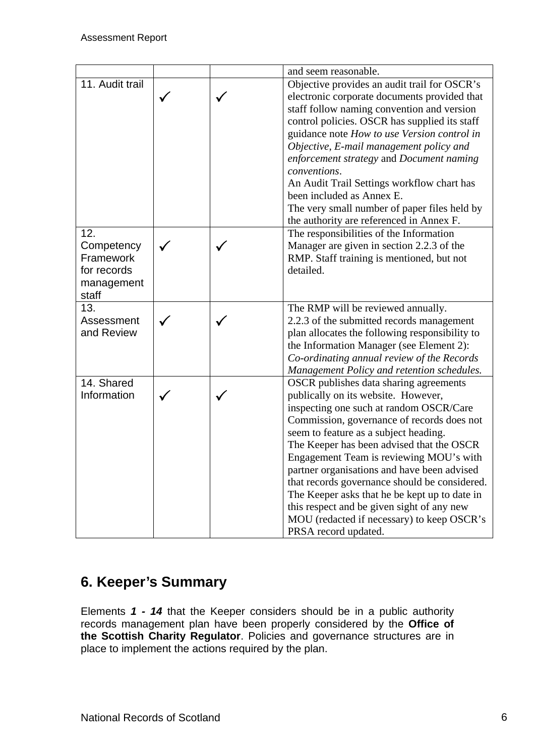| | | | |
|---|---|---|---|
| | | | and seem reasonable. |
| 11. Audit trail | ✓ | ✓ | Objective provides an audit trail for OSCR's electronic corporate documents provided that staff follow naming convention and version control policies. OSCR has supplied its staff guidance note *How to use Version control in Objective*, *E-mail management policy and enforcement strategy* and *Document naming conventions*.<br>An Audit Trail Settings workflow chart has been included as Annex E.<br>The very small number of paper files held by the authority are referenced in Annex F. |
| 12. Competency Framework for records management staff | ✓ | ✓ | The responsibilities of the Information Manager are given in section 2.2.3 of the RMP. Staff training is mentioned, but not detailed. |
| 13. Assessment and Review | ✓ | ✓ | The RMP will be reviewed annually.<br>2.2.3 of the submitted records management plan allocates the following responsibility to the Information Manager (see Element 2): *Co-ordinating annual review of the Records Management Policy and retention schedules.* |
| 14. Shared Information | ✓ | ✓ | OSCR publishes data sharing agreements publically on its website. However, inspecting one such at random OSCR/Care Commission, governance of records does not seem to feature as a subject heading.<br>The Keeper has been advised that the OSCR Engagement Team is reviewing MOU's with partner organisations and have been advised that records governance should be considered. The Keeper asks that he be kept up to date in this respect and be given sight of any new MOU (redacted if necessary) to keep OSCR's PRSA record updated. |

## 6. Keeper's Summary

Elements ***1 - 14*** that the Keeper considers should be in a public authority records management plan have been properly considered by the **Office of the Scottish Charity Regulator**. Policies and governance structures are in place to implement the actions required by the plan.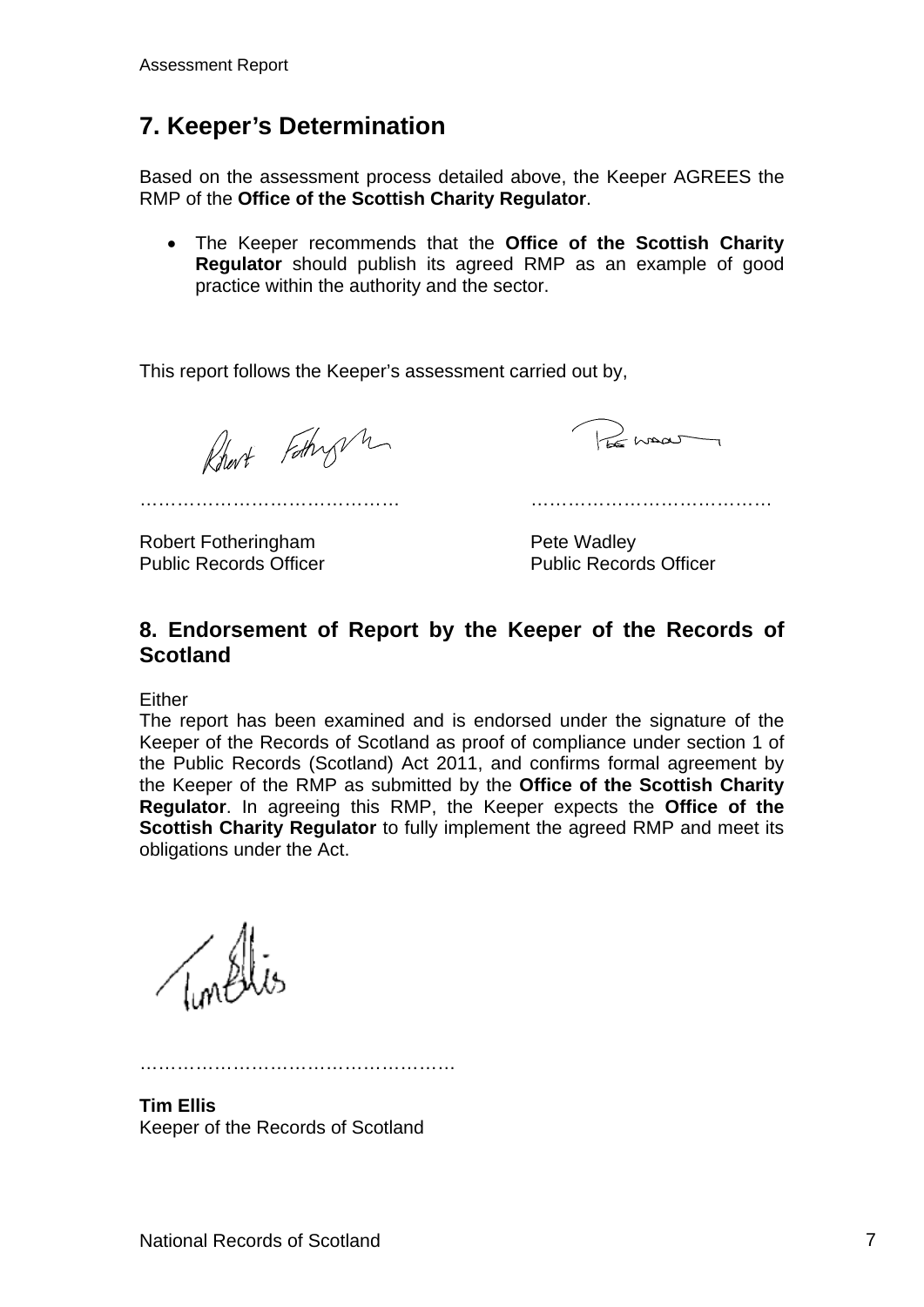## 7. Keeper's Determination

Based on the assessment process detailed above, the Keeper AGREES the RMP of the **Office of the Scottish Charity Regulator**.

- The Keeper recommends that the **Office of the Scottish Charity Regulator** should publish its agreed RMP as an example of good practice within the authority and the sector.

This report follows the Keeper's assessment carried out by,

…………………………………… ……………………………………

Robert Fotheringham
Public Records Officer

Pete Wadley
Public Records Officer

## 8. Endorsement of Report by the Keeper of the Records of Scotland

Either

The report has been examined and is endorsed under the signature of the Keeper of the Records of Scotland as proof of compliance under section 1 of the Public Records (Scotland) Act 2011, and confirms formal agreement by the Keeper of the RMP as submitted by the **Office of the Scottish Charity Regulator**. In agreeing this RMP, the Keeper expects the **Office of the Scottish Charity Regulator** to fully implement the agreed RMP and meet its obligations under the Act.

……………………………………………

**Tim Ellis**
Keeper of the Records of Scotland